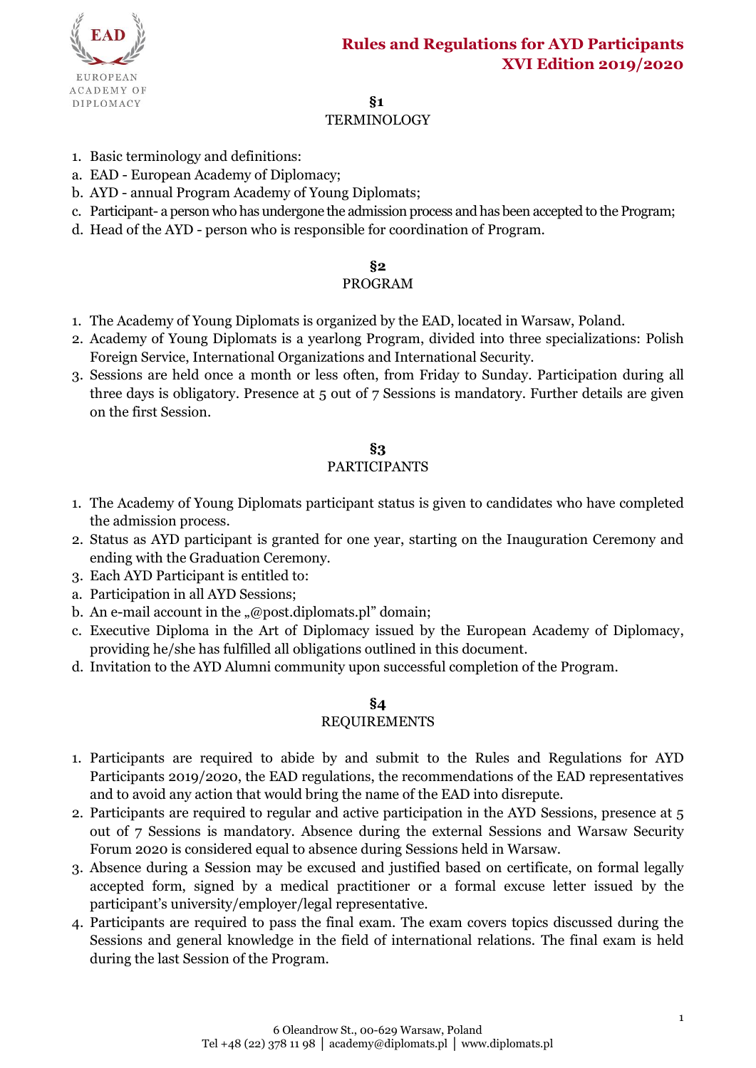# Rules and Regulations for AYD Participants XVI Edition 2019/2020

## §1
## TERMINOLOGY

1. Basic terminology and definitions:
   a. EAD - European Academy of Diplomacy;
   b. AYD - annual Program Academy of Young Diplomats;
   c. Participant- a person who has undergone the admission process and has been accepted to the Program;
   d. Head of the AYD - person who is responsible for coordination of Program.

## §2
## PROGRAM

1. The Academy of Young Diplomats is organized by the EAD, located in Warsaw, Poland.
2. Academy of Young Diplomats is a yearlong Program, divided into three specializations: Polish Foreign Service, International Organizations and International Security.
3. Sessions are held once a month or less often, from Friday to Sunday. Participation during all three days is obligatory. Presence at 5 out of 7 Sessions is mandatory. Further details are given on the first Session.

## §3
## PARTICIPANTS

1. The Academy of Young Diplomats participant status is given to candidates who have completed the admission process.
2. Status as AYD participant is granted for one year, starting on the Inauguration Ceremony and ending with the Graduation Ceremony.
3. Each AYD Participant is entitled to:
   a. Participation in all AYD Sessions;
   b. An e-mail account in the „@post.diplomats.pl" domain;
   c. Executive Diploma in the Art of Diplomacy issued by the European Academy of Diplomacy, providing he/she has fulfilled all obligations outlined in this document.
   d. Invitation to the AYD Alumni community upon successful completion of the Program.

## §4
## REQUIREMENTS

1. Participants are required to abide by and submit to the Rules and Regulations for AYD Participants 2019/2020, the EAD regulations, the recommendations of the EAD representatives and to avoid any action that would bring the name of the EAD into disrepute.
2. Participants are required to regular and active participation in the AYD Sessions, presence at 5 out of 7 Sessions is mandatory. Absence during the external Sessions and Warsaw Security Forum 2020 is considered equal to absence during Sessions held in Warsaw.
3. Absence during a Session may be excused and justified based on certificate, on formal legally accepted form, signed by a medical practitioner or a formal excuse letter issued by the participant's university/employer/legal representative.
4. Participants are required to pass the final exam. The exam covers topics discussed during the Sessions and general knowledge in the field of international relations. The final exam is held during the last Session of the Program.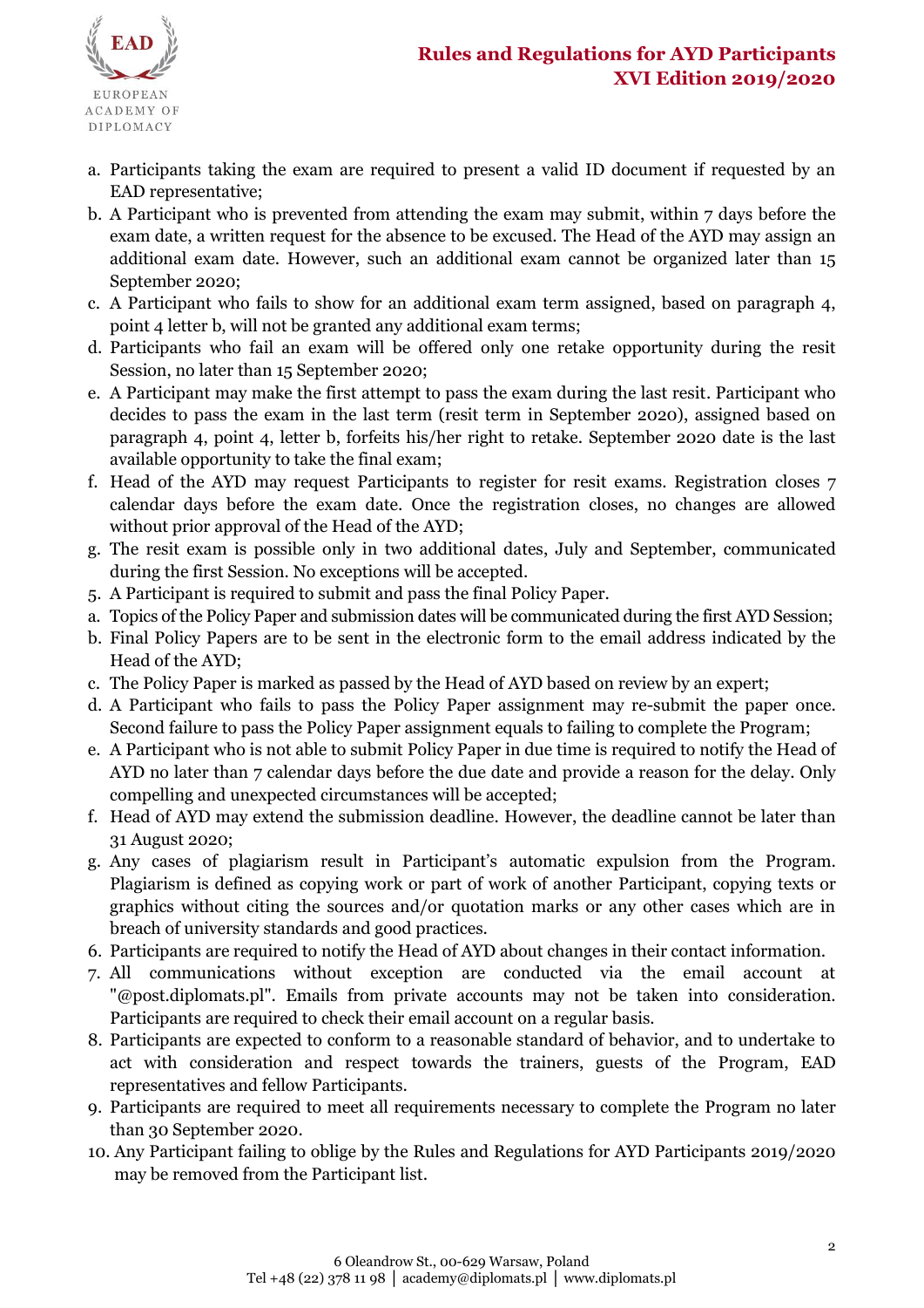a. Participants taking the exam are required to present a valid ID document if requested by an EAD representative;
b. A Participant who is prevented from attending the exam may submit, within 7 days before the exam date, a written request for the absence to be excused. The Head of the AYD may assign an additional exam date. However, such an additional exam cannot be organized later than 15 September 2020;
c. A Participant who fails to show for an additional exam term assigned, based on paragraph 4, point 4 letter b, will not be granted any additional exam terms;
d. Participants who fail an exam will be offered only one retake opportunity during the resit Session, no later than 15 September 2020;
e. A Participant may make the first attempt to pass the exam during the last resit. Participant who decides to pass the exam in the last term (resit term in September 2020), assigned based on paragraph 4, point 4, letter b, forfeits his/her right to retake. September 2020 date is the last available opportunity to take the final exam;
f. Head of the AYD may request Participants to register for resit exams. Registration closes 7 calendar days before the exam date. Once the registration closes, no changes are allowed without prior approval of the Head of the AYD;
g. The resit exam is possible only in two additional dates, July and September, communicated during the first Session. No exceptions will be accepted.

5. A Participant is required to submit and pass the final Policy Paper.

a. Topics of the Policy Paper and submission dates will be communicated during the first AYD Session;
b. Final Policy Papers are to be sent in the electronic form to the email address indicated by the Head of the AYD;
c. The Policy Paper is marked as passed by the Head of AYD based on review by an expert;
d. A Participant who fails to pass the Policy Paper assignment may re-submit the paper once. Second failure to pass the Policy Paper assignment equals to failing to complete the Program;
e. A Participant who is not able to submit Policy Paper in due time is required to notify the Head of AYD no later than 7 calendar days before the due date and provide a reason for the delay. Only compelling and unexpected circumstances will be accepted;
f. Head of AYD may extend the submission deadline. However, the deadline cannot be later than 31 August 2020;
g. Any cases of plagiarism result in Participant's automatic expulsion from the Program. Plagiarism is defined as copying work or part of work of another Participant, copying texts or graphics without citing the sources and/or quotation marks or any other cases which are in breach of university standards and good practices.

6. Participants are required to notify the Head of AYD about changes in their contact information.
7. All communications without exception are conducted via the email account at "@post.diplomats.pl". Emails from private accounts may not be taken into consideration. Participants are required to check their email account on a regular basis.
8. Participants are expected to conform to a reasonable standard of behavior, and to undertake to act with consideration and respect towards the trainers, guests of the Program, EAD representatives and fellow Participants.
9. Participants are required to meet all requirements necessary to complete the Program no later than 30 September 2020.
10. Any Participant failing to oblige by the Rules and Regulations for AYD Participants 2019/2020 may be removed from the Participant list.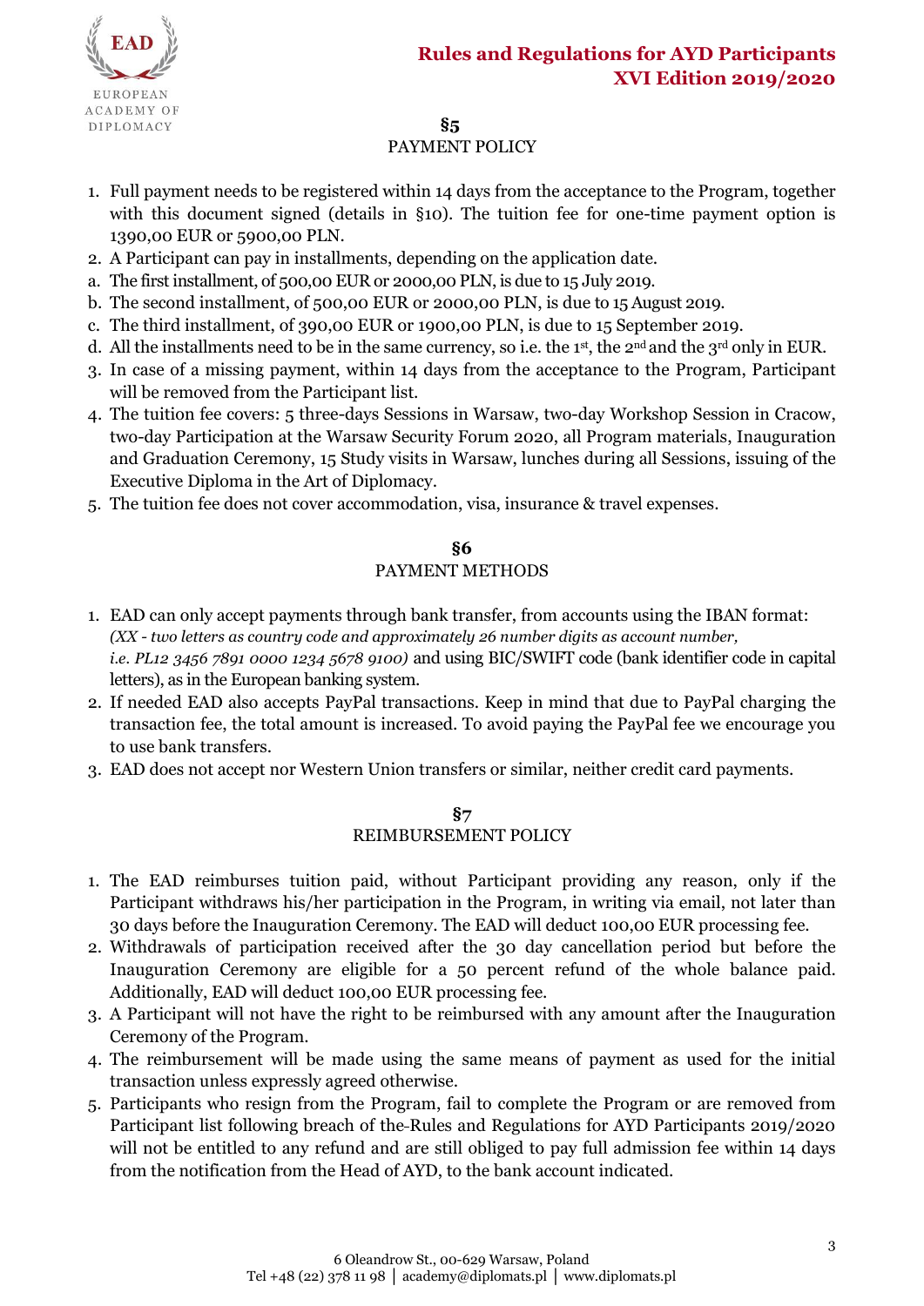## §5
## PAYMENT POLICY

1. Full payment needs to be registered within 14 days from the acceptance to the Program, together with this document signed (details in §10). The tuition fee for one-time payment option is 1390,00 EUR or 5900,00 PLN.
2. A Participant can pay in installments, depending on the application date.
   a. The first installment, of 500,00 EUR or 2000,00 PLN, is due to 15 July 2019.
   b. The second installment, of 500,00 EUR or 2000,00 PLN, is due to 15 August 2019.
   c. The third installment, of 390,00 EUR or 1900,00 PLN, is due to 15 September 2019.
   d. All the installments need to be in the same currency, so i.e. the 1st, the 2nd and the 3rd only in EUR.
3. In case of a missing payment, within 14 days from the acceptance to the Program, Participant will be removed from the Participant list.
4. The tuition fee covers: 5 three-days Sessions in Warsaw, two-day Workshop Session in Cracow, two-day Participation at the Warsaw Security Forum 2020, all Program materials, Inauguration and Graduation Ceremony, 15 Study visits in Warsaw, lunches during all Sessions, issuing of the Executive Diploma in the Art of Diplomacy.
5. The tuition fee does not cover accommodation, visa, insurance & travel expenses.

## §6
## PAYMENT METHODS

1. EAD can only accept payments through bank transfer, from accounts using the IBAN format: *(XX - two letters as country code and approximately 26 number digits as account number, i.e. PL12 3456 7891 0000 1234 5678 9100)* and using BIC/SWIFT code (bank identifier code in capital letters), as in the European banking system.
2. If needed EAD also accepts PayPal transactions. Keep in mind that due to PayPal charging the transaction fee, the total amount is increased. To avoid paying the PayPal fee we encourage you to use bank transfers.
3. EAD does not accept nor Western Union transfers or similar, neither credit card payments.

## §7
## REIMBURSEMENT POLICY

1. The EAD reimburses tuition paid, without Participant providing any reason, only if the Participant withdraws his/her participation in the Program, in writing via email, not later than 30 days before the Inauguration Ceremony. The EAD will deduct 100,00 EUR processing fee.
2. Withdrawals of participation received after the 30 day cancellation period but before the Inauguration Ceremony are eligible for a 50 percent refund of the whole balance paid. Additionally, EAD will deduct 100,00 EUR processing fee.
3. A Participant will not have the right to be reimbursed with any amount after the Inauguration Ceremony of the Program.
4. The reimbursement will be made using the same means of payment as used for the initial transaction unless expressly agreed otherwise.
5. Participants who resign from the Program, fail to complete the Program or are removed from Participant list following breach of the-Rules and Regulations for AYD Participants 2019/2020 will not be entitled to any refund and are still obliged to pay full admission fee within 14 days from the notification from the Head of AYD, to the bank account indicated.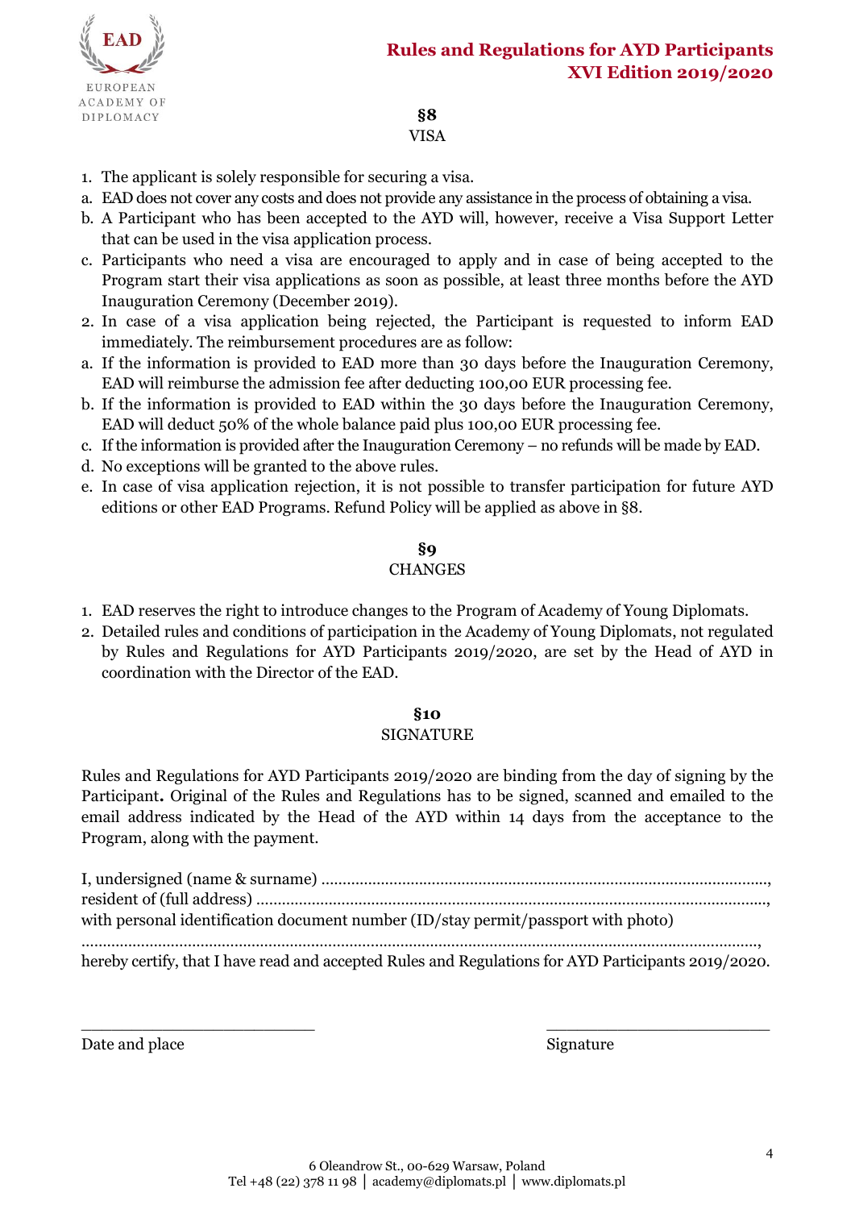## §8
## VISA

1. The applicant is solely responsible for securing a visa.
   a. EAD does not cover any costs and does not provide any assistance in the process of obtaining a visa.
   b. A Participant who has been accepted to the AYD will, however, receive a Visa Support Letter that can be used in the visa application process.
   c. Participants who need a visa are encouraged to apply and in case of being accepted to the Program start their visa applications as soon as possible, at least three months before the AYD Inauguration Ceremony (December 2019).
2. In case of a visa application being rejected, the Participant is requested to inform EAD immediately. The reimbursement procedures are as follow:
   a. If the information is provided to EAD more than 30 days before the Inauguration Ceremony, EAD will reimburse the admission fee after deducting 100,00 EUR processing fee.
   b. If the information is provided to EAD within the 30 days before the Inauguration Ceremony, EAD will deduct 50% of the whole balance paid plus 100,00 EUR processing fee.
   c. If the information is provided after the Inauguration Ceremony – no refunds will be made by EAD.
   d. No exceptions will be granted to the above rules.
   e. In case of visa application rejection, it is not possible to transfer participation for future AYD editions or other EAD Programs. Refund Policy will be applied as above in §8.

## §9
## CHANGES

1. EAD reserves the right to introduce changes to the Program of Academy of Young Diplomats.
2. Detailed rules and conditions of participation in the Academy of Young Diplomats, not regulated by Rules and Regulations for AYD Participants 2019/2020, are set by the Head of AYD in coordination with the Director of the EAD.

## §10
## SIGNATURE

Rules and Regulations for AYD Participants 2019/2020 are binding from the day of signing by the Participant**.** Original of the Rules and Regulations has to be signed, scanned and emailed to the email address indicated by the Head of the AYD within 14 days from the acceptance to the Program, along with the payment.

I, undersigned (name & surname) ……………………………………………………………………………………,
resident of (full address) ……………………………………………………………………………………………,
with personal identification document number (ID/stay permit/passport with photo)
…………………………………………………………………………………………………………………………,
hereby certify, that I have read and accepted Rules and Regulations for AYD Participants 2019/2020.

\_\_\_\_\_\_\_\_\_\_\_\_\_\_\_\_\_\_\_\_\_\_\_\_\_\_ \_\_\_\_\_\_\_\_\_\_\_\_\_\_\_\_\_\_\_\_\_\_\_\_\_\_

Date and place Signature